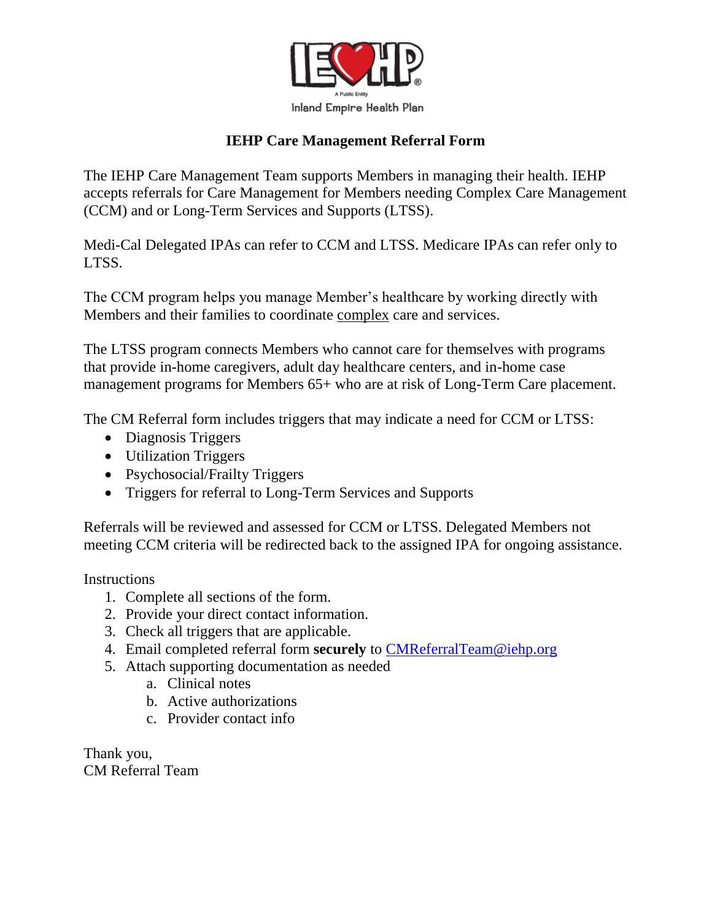Inland Empire Health Plan

# IEHP Care Management Referral Form

The IEHP Care Management Team supports Members in managing their health. IEHP accepts referrals for Care Management for Members needing Complex Care Management (CCM) and or Long-Term Services and Supports (LTSS).

Medi-Cal Delegated IPAs can refer to CCM and LTSS. Medicare IPAs can refer only to LTSS.

The CCM program helps you manage Member's healthcare by working directly with Members and their families to coordinate complex care and services.

The LTSS program connects Members who cannot care for themselves with programs that provide in-home caregivers, adult day healthcare centers, and in-home case management programs for Members 65+ who are at risk of Long-Term Care placement.

The CM Referral form includes triggers that may indicate a need for CCM or LTSS:

- Diagnosis Triggers
- Utilization Triggers
- Psychosocial/Frailty Triggers
- Triggers for referral to Long-Term Services and Supports

Referrals will be reviewed and assessed for CCM or LTSS. Delegated Members not meeting CCM criteria will be redirected back to the assigned IPA for ongoing assistance.

Instructions

1. Complete all sections of the form.
2. Provide your direct contact information.
3. Check all triggers that are applicable.
4. Email completed referral form **securely** to CMReferralTeam@iehp.org
5. Attach supporting documentation as needed
   a. Clinical notes
   b. Active authorizations
   c. Provider contact info

Thank you,
CM Referral Team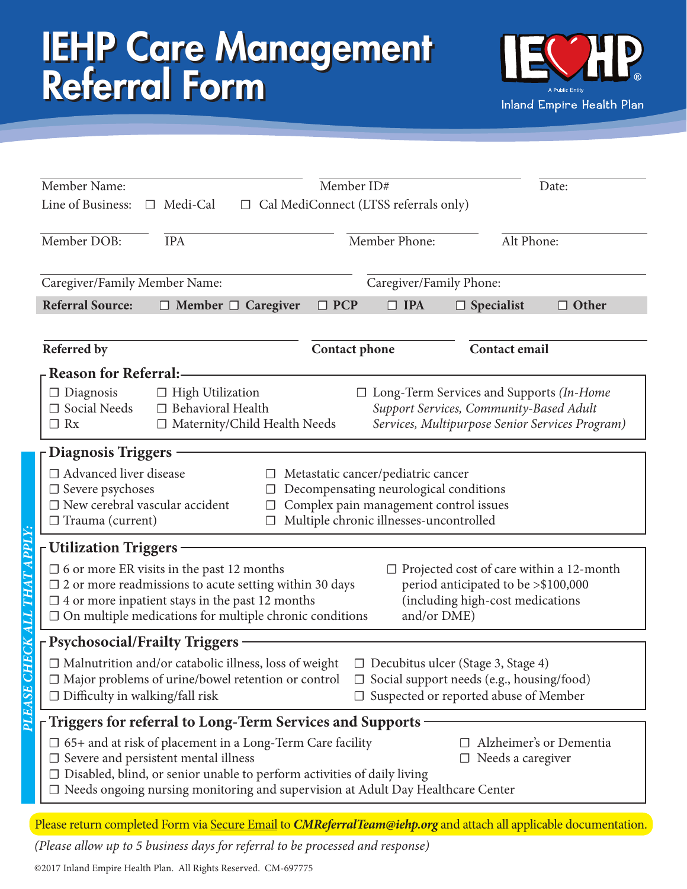# IEHP Care Management Referral Form

IEHP — A Public Entity — Inland Empire Health Plan

Member Name: ____________ Member ID# ____________ Date: ____________

Line of Business: ☐ Medi-Cal ☐ Cal MediConnect (LTSS referrals only)

Member DOB: ____________ IPA ____________ Member Phone: ____________ Alt Phone: ____________

Caregiver/Family Member Name: ____________ Caregiver/Family Phone: ____________

**Referral Source:** ☐ **Member** ☐ **Caregiver** ☐ **PCP** ☐ **IPA** ☐ **Specialist** ☐ **Other**

**Referred by** ____________ **Contact phone** ____________ **Contact email** ____________

*PLEASE CHECK ALL THAT APPLY:*

## Reason for Referral:

☐ Diagnosis
☐ Social Needs
☐ Rx
☐ High Utilization
☐ Behavioral Health
☐ Maternity/Child Health Needs
☐ Long-Term Services and Supports *(In-Home Support Services, Community-Based Adult Services, Multipurpose Senior Services Program)*

## Diagnosis Triggers

☐ Advanced liver disease
☐ Severe psychoses
☐ New cerebral vascular accident
☐ Trauma (current)
☐ Metastatic cancer/pediatric cancer
☐ Decompensating neurological conditions
☐ Complex pain management control issues
☐ Multiple chronic illnesses-uncontrolled

## Utilization Triggers

☐ 6 or more ER visits in the past 12 months
☐ 2 or more readmissions to acute setting within 30 days
☐ 4 or more inpatient stays in the past 12 months
☐ On multiple medications for multiple chronic conditions
☐ Projected cost of care within a 12-month period anticipated to be >$100,000 (including high-cost medications and/or DME)

## Psychosocial/Frailty Triggers

☐ Malnutrition and/or catabolic illness, loss of weight
☐ Major problems of urine/bowel retention or control
☐ Difficulty in walking/fall risk
☐ Decubitus ulcer (Stage 3, Stage 4)
☐ Social support needs (e.g., housing/food)
☐ Suspected or reported abuse of Member

## Triggers for referral to Long-Term Services and Supports

☐ 65+ and at risk of placement in a Long-Term Care facility
☐ Severe and persistent mental illness
☐ Disabled, blind, or senior unable to perform activities of daily living
☐ Needs ongoing nursing monitoring and supervision at Adult Day Healthcare Center
☐ Alzheimer's or Dementia
☐ Needs a caregiver

Please return completed Form via Secure Email to ***CMReferralTeam@iehp.org*** and attach all applicable documentation.

*(Please allow up to 5 business days for referral to be processed and response)*

©2017 Inland Empire Health Plan. All Rights Reserved. CM-697775